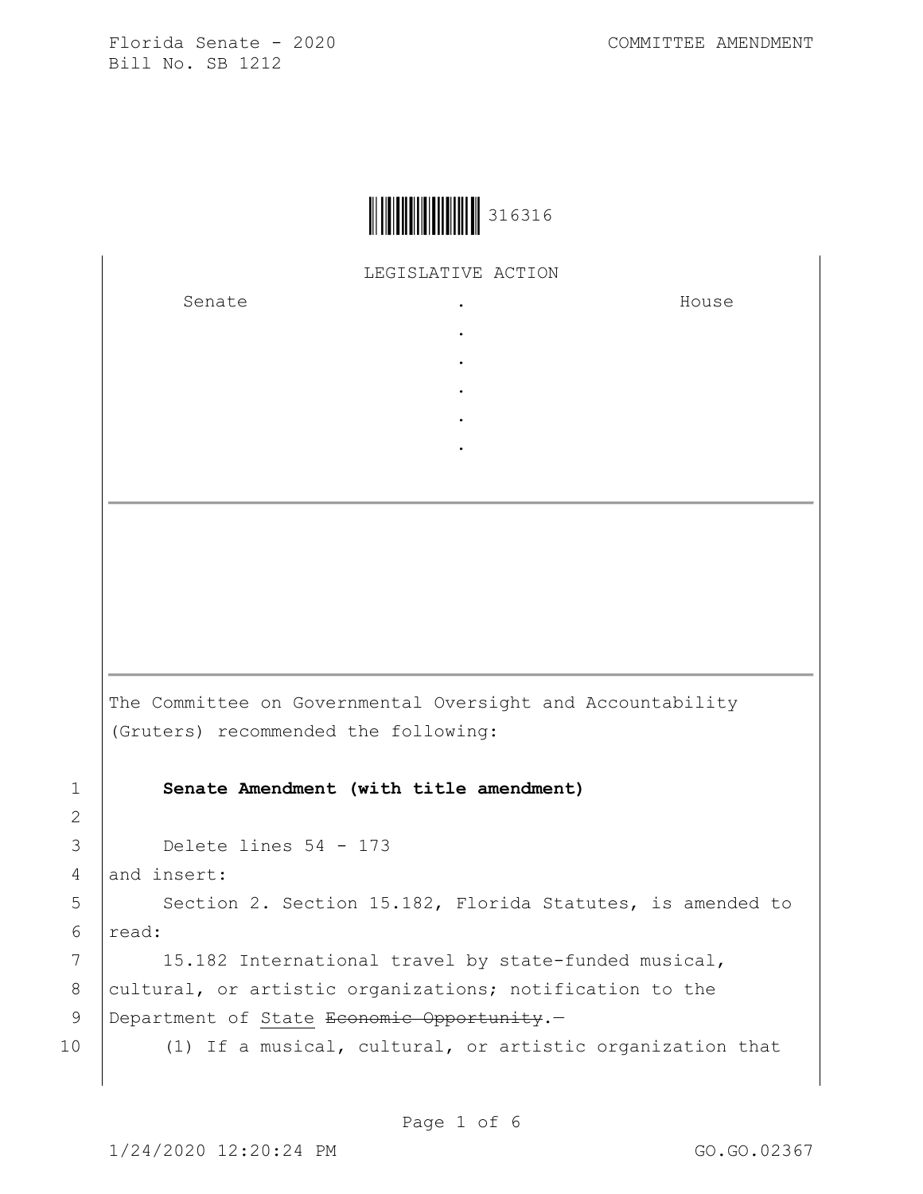Florida Senate - 2020 COMMITTEE AMENDMENT
Bill No. SB 1212

316316

LEGISLATIVE ACTION

| Senate | . | House |
|---|---|---|
| | . | |
| | . | |
| | . | |
| | . | |
| | . | |

The Committee on Governmental Oversight and Accountability (Gruters) recommended the following:

1 **Senate Amendment (with title amendment)**

2

3 Delete lines 54 - 173

4 and insert:

5 Section 2. Section 15.182, Florida Statutes, is amended to

6 read:

7 15.182 International travel by state-funded musical,

8 cultural, or artistic organizations; notification to the

9 Department of State ~~Economic Opportunity~~.—

10 (1) If a musical, cultural, or artistic organization that

1/24/2020 12:20:24 PM GO.GO.02367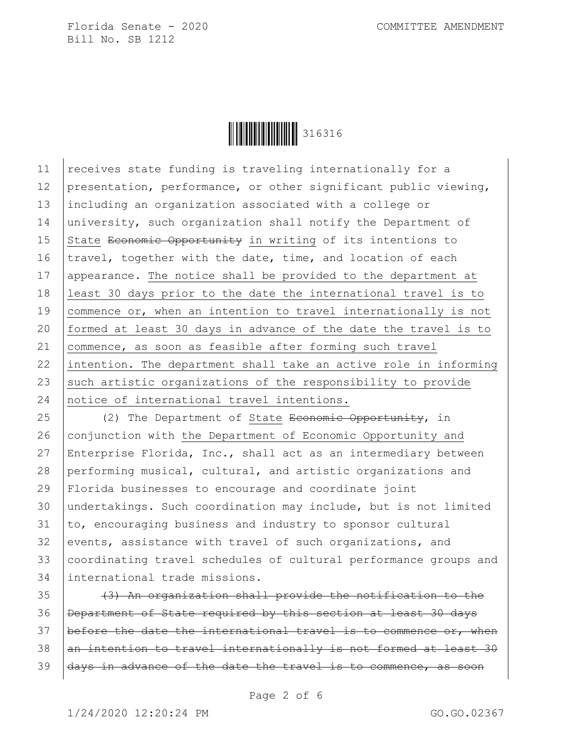receives state funding is traveling internationally for a presentation, performance, or other significant public viewing, including an organization associated with a college or university, such organization shall notify the Department of <ins>State</ins> ~~Economic Opportunity~~ <ins>in writing</ins> of its intentions to travel, together with the date, time, and location of each appearance. <ins>The notice shall be provided to the department at least 30 days prior to the date the international travel is to commence or, when an intention to travel internationally is not formed at least 30 days in advance of the date the travel is to commence, as soon as feasible after forming such travel intention. The department shall take an active role in informing such artistic organizations of the responsibility to provide notice of international travel intentions.</ins>

(2) The Department of <ins>State</ins> ~~Economic Opportunity~~, in conjunction with <ins>the Department of Economic Opportunity and</ins> Enterprise Florida, Inc., shall act as an intermediary between performing musical, cultural, and artistic organizations and Florida businesses to encourage and coordinate joint undertakings. Such coordination may include, but is not limited to, encouraging business and industry to sponsor cultural events, assistance with travel of such organizations, and coordinating travel schedules of cultural performance groups and international trade missions.

~~(3) An organization shall provide the notification to the Department of State required by this section at least 30 days before the date the international travel is to commence or, when an intention to travel internationally is not formed at least 30 days in advance of the date the travel is to commence, as soon~~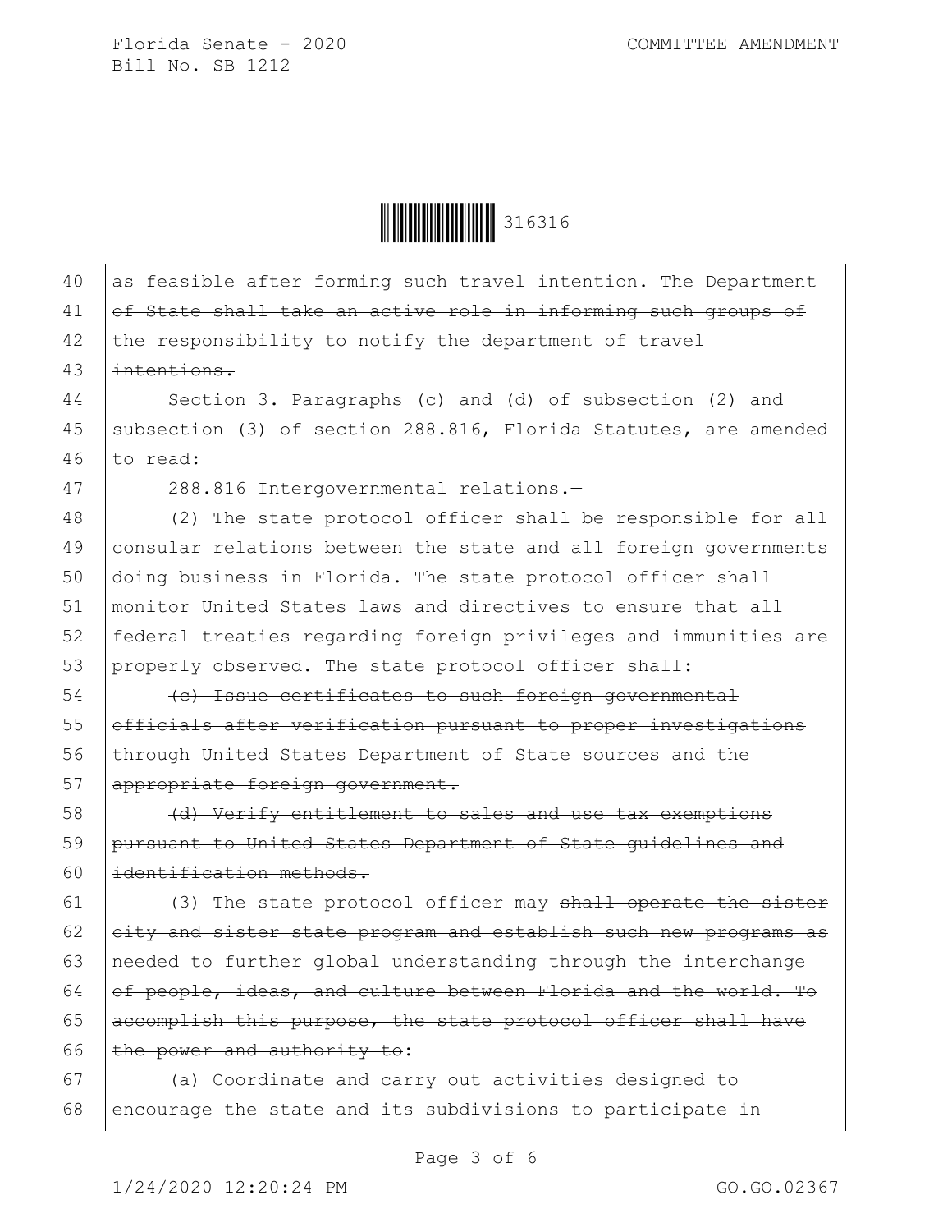~~as feasible after forming such travel intention. The Department of State shall take an active role in informing such groups of the responsibility to notify the department of travel intentions.~~

Section 3. Paragraphs (c) and (d) of subsection (2) and subsection (3) of section 288.816, Florida Statutes, are amended to read:

288.816 Intergovernmental relations.—

(2) The state protocol officer shall be responsible for all consular relations between the state and all foreign governments doing business in Florida. The state protocol officer shall monitor United States laws and directives to ensure that all federal treaties regarding foreign privileges and immunities are properly observed. The state protocol officer shall:

~~(c) Issue certificates to such foreign governmental officials after verification pursuant to proper investigations through United States Department of State sources and the appropriate foreign government.~~

~~(d) Verify entitlement to sales and use tax exemptions pursuant to United States Department of State guidelines and identification methods.~~

(3) The state protocol officer may ~~shall operate the sister city and sister state program and establish such new programs as needed to further global understanding through the interchange of people, ideas, and culture between Florida and the world. To accomplish this purpose, the state protocol officer shall have the power and authority to~~:

(a) Coordinate and carry out activities designed to encourage the state and its subdivisions to participate in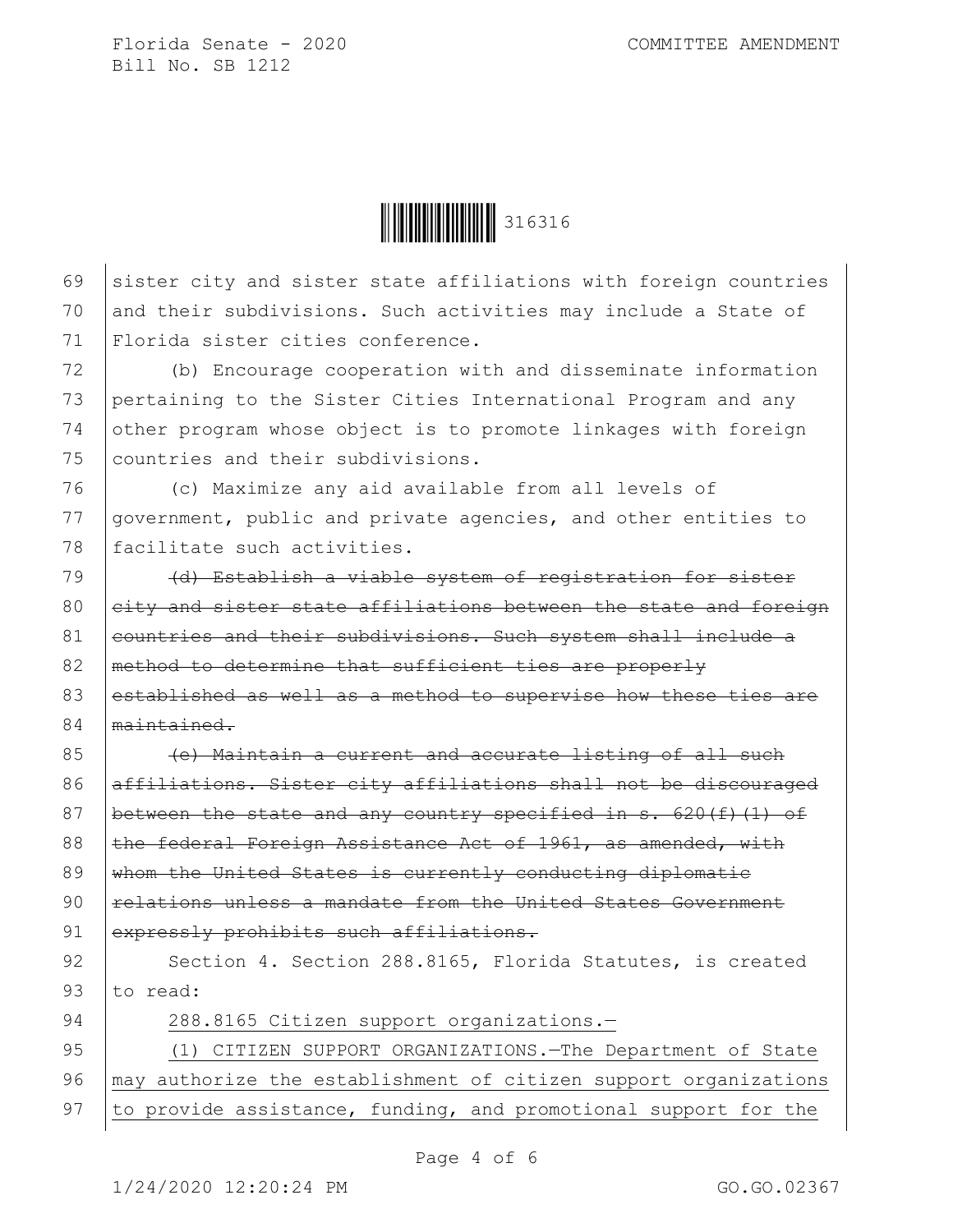sister city and sister state affiliations with foreign countries and their subdivisions. Such activities may include a State of Florida sister cities conference.

(b) Encourage cooperation with and disseminate information pertaining to the Sister Cities International Program and any other program whose object is to promote linkages with foreign countries and their subdivisions.

(c) Maximize any aid available from all levels of government, public and private agencies, and other entities to facilitate such activities.

~~(d) Establish a viable system of registration for sister city and sister state affiliations between the state and foreign countries and their subdivisions. Such system shall include a method to determine that sufficient ties are properly established as well as a method to supervise how these ties are maintained.~~

~~(e) Maintain a current and accurate listing of all such affiliations. Sister city affiliations shall not be discouraged between the state and any country specified in s. 620(f)(1) of the federal Foreign Assistance Act of 1961, as amended, with whom the United States is currently conducting diplomatic relations unless a mandate from the United States Government expressly prohibits such affiliations.~~

Section 4. Section 288.8165, Florida Statutes, is created to read:

<u>288.8165 Citizen support organizations.—</u>

<u>(1) CITIZEN SUPPORT ORGANIZATIONS.—The Department of State may authorize the establishment of citizen support organizations to provide assistance, funding, and promotional support for the</u>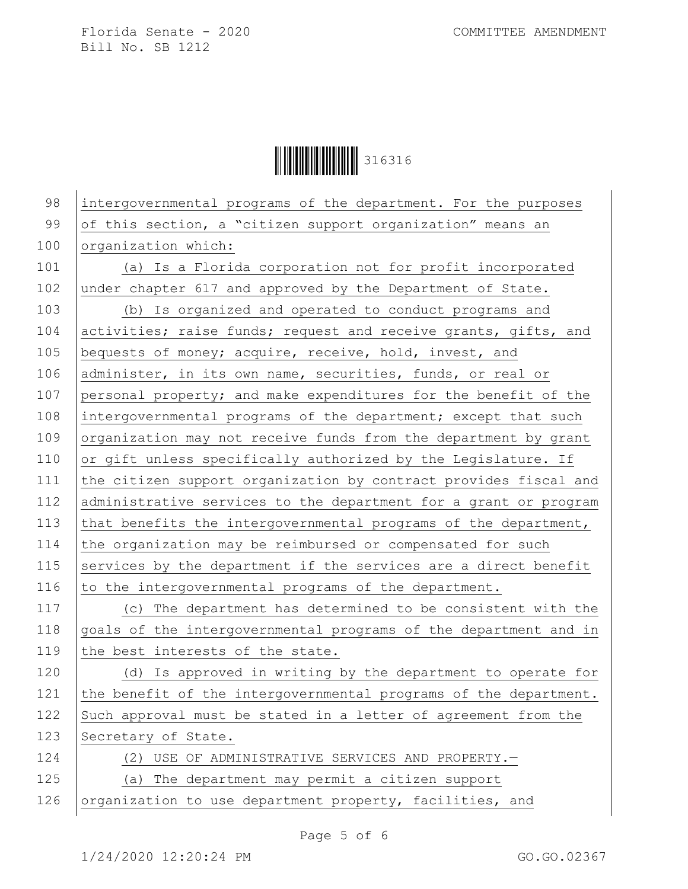intergovernmental programs of the department. For the purposes of this section, a "citizen support organization" means an organization which:

(a) Is a Florida corporation not for profit incorporated under chapter 617 and approved by the Department of State.

(b) Is organized and operated to conduct programs and activities; raise funds; request and receive grants, gifts, and bequests of money; acquire, receive, hold, invest, and administer, in its own name, securities, funds, or real or personal property; and make expenditures for the benefit of the intergovernmental programs of the department; except that such organization may not receive funds from the department by grant or gift unless specifically authorized by the Legislature. If the citizen support organization by contract provides fiscal and administrative services to the department for a grant or program that benefits the intergovernmental programs of the department, the organization may be reimbursed or compensated for such services by the department if the services are a direct benefit to the intergovernmental programs of the department.

(c) The department has determined to be consistent with the goals of the intergovernmental programs of the department and in the best interests of the state.

(d) Is approved in writing by the department to operate for the benefit of the intergovernmental programs of the department. Such approval must be stated in a letter of agreement from the Secretary of State.

(2) USE OF ADMINISTRATIVE SERVICES AND PROPERTY.—

(a) The department may permit a citizen support organization to use department property, facilities, and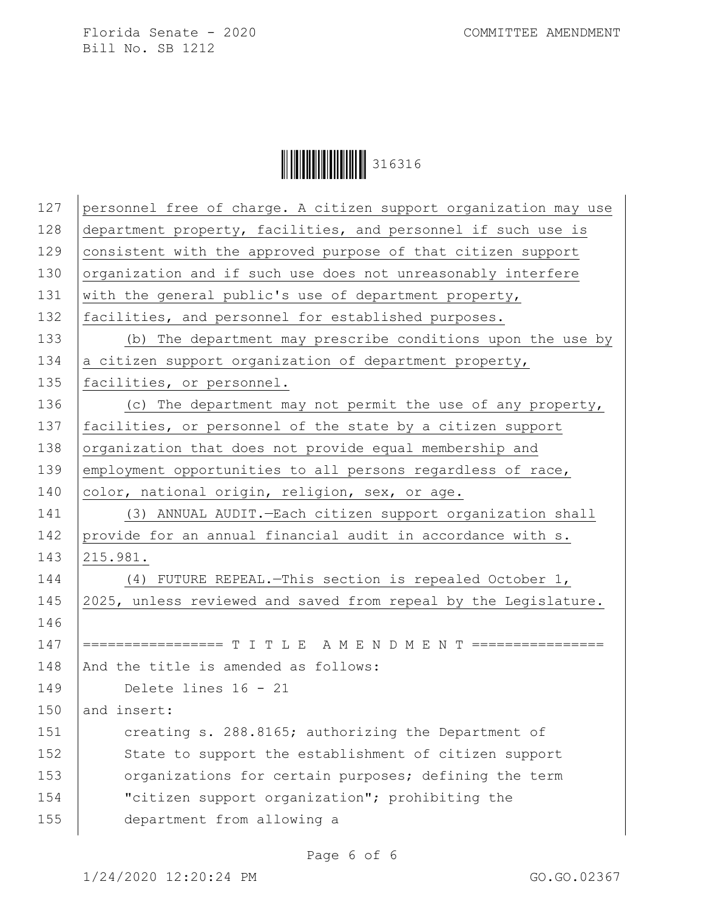personnel free of charge. A citizen support organization may use department property, facilities, and personnel if such use is consistent with the approved purpose of that citizen support organization and if such use does not unreasonably interfere with the general public's use of department property, facilities, and personnel for established purposes.

(b) The department may prescribe conditions upon the use by a citizen support organization of department property, facilities, or personnel.

(c) The department may not permit the use of any property, facilities, or personnel of the state by a citizen support organization that does not provide equal membership and employment opportunities to all persons regardless of race, color, national origin, religion, sex, or age.

(3) ANNUAL AUDIT.—Each citizen support organization shall provide for an annual financial audit in accordance with s. 215.981.

(4) FUTURE REPEAL.—This section is repealed October 1, 2025, unless reviewed and saved from repeal by the Legislature.

================= T I T L E A M E N D M E N T ================

And the title is amended as follows:

Delete lines 16 - 21

and insert:

creating s. 288.8165; authorizing the Department of State to support the establishment of citizen support organizations for certain purposes; defining the term "citizen support organization"; prohibiting the department from allowing a